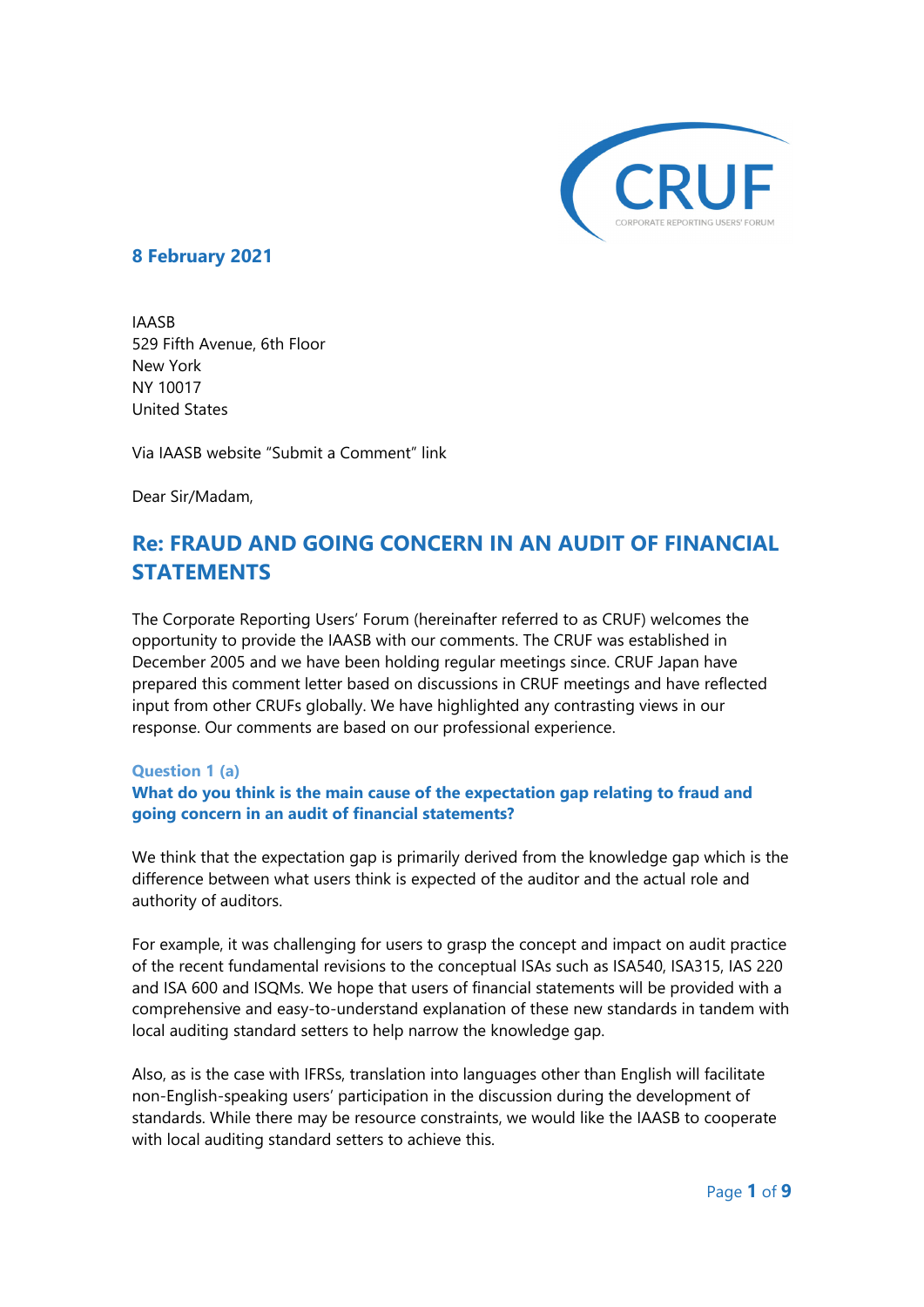CRUF

CORPORATE REPORTING USERS' FORUM

**8 February 2021**

IAASB
529 Fifth Avenue, 6th Floor
New York
NY 10017
United States

Via IAASB website "Submit a Comment" link

Dear Sir/Madam,

## Re: FRAUD AND GOING CONCERN IN AN AUDIT OF FINANCIAL STATEMENTS

The Corporate Reporting Users' Forum (hereinafter referred to as CRUF) welcomes the opportunity to provide the IAASB with our comments. The CRUF was established in December 2005 and we have been holding regular meetings since. CRUF Japan have prepared this comment letter based on discussions in CRUF meetings and have reflected input from other CRUFs globally. We have highlighted any contrasting views in our response. Our comments are based on our professional experience.

### Question 1 (a)

**What do you think is the main cause of the expectation gap relating to fraud and going concern in an audit of financial statements?**

We think that the expectation gap is primarily derived from the knowledge gap which is the difference between what users think is expected of the auditor and the actual role and authority of auditors.

For example, it was challenging for users to grasp the concept and impact on audit practice of the recent fundamental revisions to the conceptual ISAs such as ISA540, ISA315, IAS 220 and ISA 600 and ISQMs. We hope that users of financial statements will be provided with a comprehensive and easy-to-understand explanation of these new standards in tandem with local auditing standard setters to help narrow the knowledge gap.

Also, as is the case with IFRSs, translation into languages other than English will facilitate non-English-speaking users' participation in the discussion during the development of standards. While there may be resource constraints, we would like the IAASB to cooperate with local auditing standard setters to achieve this.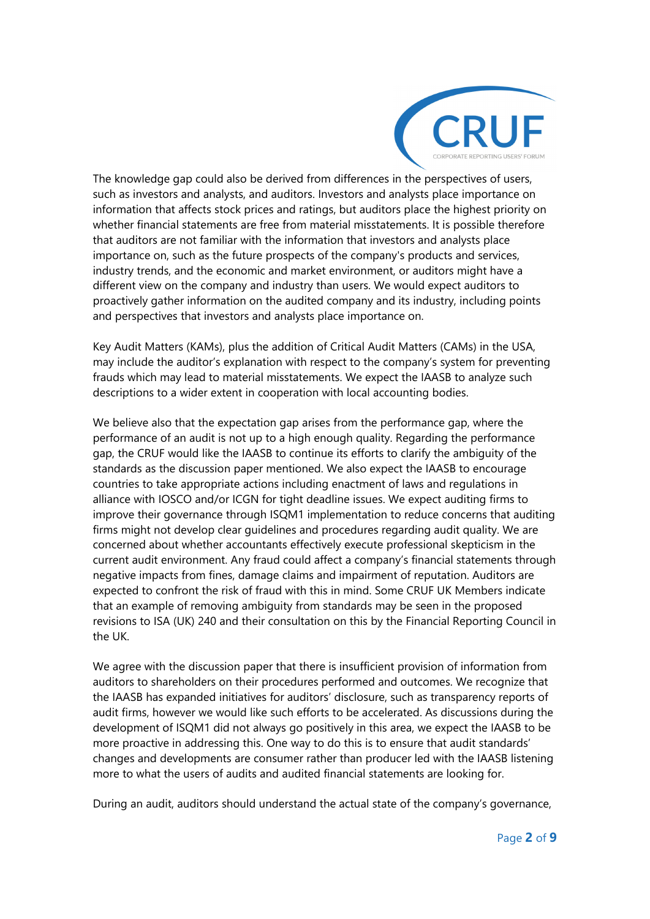The knowledge gap could also be derived from differences in the perspectives of users, such as investors and analysts, and auditors. Investors and analysts place importance on information that affects stock prices and ratings, but auditors place the highest priority on whether financial statements are free from material misstatements. It is possible therefore that auditors are not familiar with the information that investors and analysts place importance on, such as the future prospects of the company's products and services, industry trends, and the economic and market environment, or auditors might have a different view on the company and industry than users. We would expect auditors to proactively gather information on the audited company and its industry, including points and perspectives that investors and analysts place importance on.

Key Audit Matters (KAMs), plus the addition of Critical Audit Matters (CAMs) in the USA, may include the auditor's explanation with respect to the company's system for preventing frauds which may lead to material misstatements. We expect the IAASB to analyze such descriptions to a wider extent in cooperation with local accounting bodies.

We believe also that the expectation gap arises from the performance gap, where the performance of an audit is not up to a high enough quality. Regarding the performance gap, the CRUF would like the IAASB to continue its efforts to clarify the ambiguity of the standards as the discussion paper mentioned. We also expect the IAASB to encourage countries to take appropriate actions including enactment of laws and regulations in alliance with IOSCO and/or ICGN for tight deadline issues. We expect auditing firms to improve their governance through ISQM1 implementation to reduce concerns that auditing firms might not develop clear guidelines and procedures regarding audit quality. We are concerned about whether accountants effectively execute professional skepticism in the current audit environment. Any fraud could affect a company's financial statements through negative impacts from fines, damage claims and impairment of reputation. Auditors are expected to confront the risk of fraud with this in mind. Some CRUF UK Members indicate that an example of removing ambiguity from standards may be seen in the proposed revisions to ISA (UK) 240 and their consultation on this by the Financial Reporting Council in the UK.

We agree with the discussion paper that there is insufficient provision of information from auditors to shareholders on their procedures performed and outcomes. We recognize that the IAASB has expanded initiatives for auditors' disclosure, such as transparency reports of audit firms, however we would like such efforts to be accelerated. As discussions during the development of ISQM1 did not always go positively in this area, we expect the IAASB to be more proactive in addressing this. One way to do this is to ensure that audit standards' changes and developments are consumer rather than producer led with the IAASB listening more to what the users of audits and audited financial statements are looking for.

During an audit, auditors should understand the actual state of the company's governance,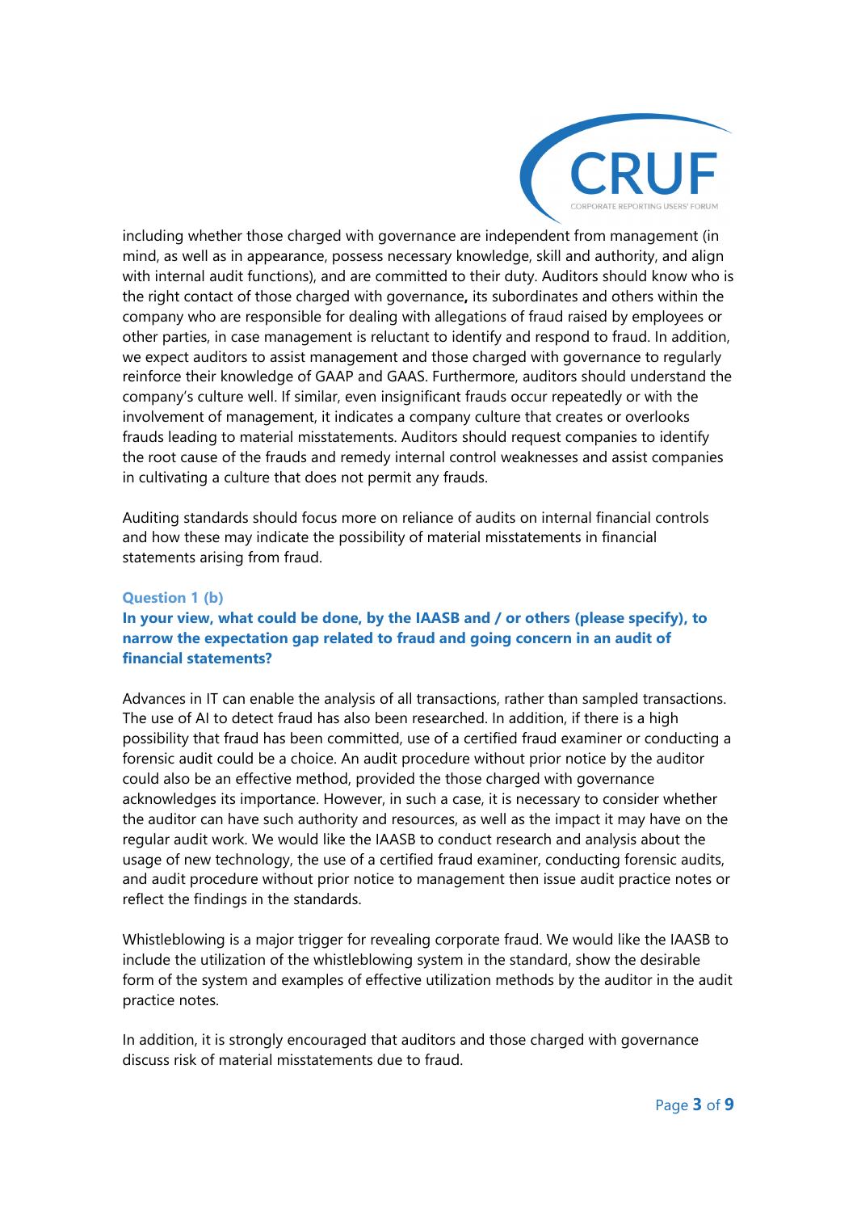including whether those charged with governance are independent from management (in mind, as well as in appearance, possess necessary knowledge, skill and authority, and align with internal audit functions), and are committed to their duty. Auditors should know who is the right contact of those charged with governance**,** its subordinates and others within the company who are responsible for dealing with allegations of fraud raised by employees or other parties, in case management is reluctant to identify and respond to fraud. In addition, we expect auditors to assist management and those charged with governance to regularly reinforce their knowledge of GAAP and GAAS. Furthermore, auditors should understand the company's culture well. If similar, even insignificant frauds occur repeatedly or with the involvement of management, it indicates a company culture that creates or overlooks frauds leading to material misstatements. Auditors should request companies to identify the root cause of the frauds and remedy internal control weaknesses and assist companies in cultivating a culture that does not permit any frauds.

Auditing standards should focus more on reliance of audits on internal financial controls and how these may indicate the possibility of material misstatements in financial statements arising from fraud.

### Question 1 (b)

**In your view, what could be done, by the IAASB and / or others (please specify), to narrow the expectation gap related to fraud and going concern in an audit of financial statements?**

Advances in IT can enable the analysis of all transactions, rather than sampled transactions. The use of AI to detect fraud has also been researched. In addition, if there is a high possibility that fraud has been committed, use of a certified fraud examiner or conducting a forensic audit could be a choice. An audit procedure without prior notice by the auditor could also be an effective method, provided the those charged with governance acknowledges its importance. However, in such a case, it is necessary to consider whether the auditor can have such authority and resources, as well as the impact it may have on the regular audit work. We would like the IAASB to conduct research and analysis about the usage of new technology, the use of a certified fraud examiner, conducting forensic audits, and audit procedure without prior notice to management then issue audit practice notes or reflect the findings in the standards.

Whistleblowing is a major trigger for revealing corporate fraud. We would like the IAASB to include the utilization of the whistleblowing system in the standard, show the desirable form of the system and examples of effective utilization methods by the auditor in the audit practice notes.

In addition, it is strongly encouraged that auditors and those charged with governance discuss risk of material misstatements due to fraud.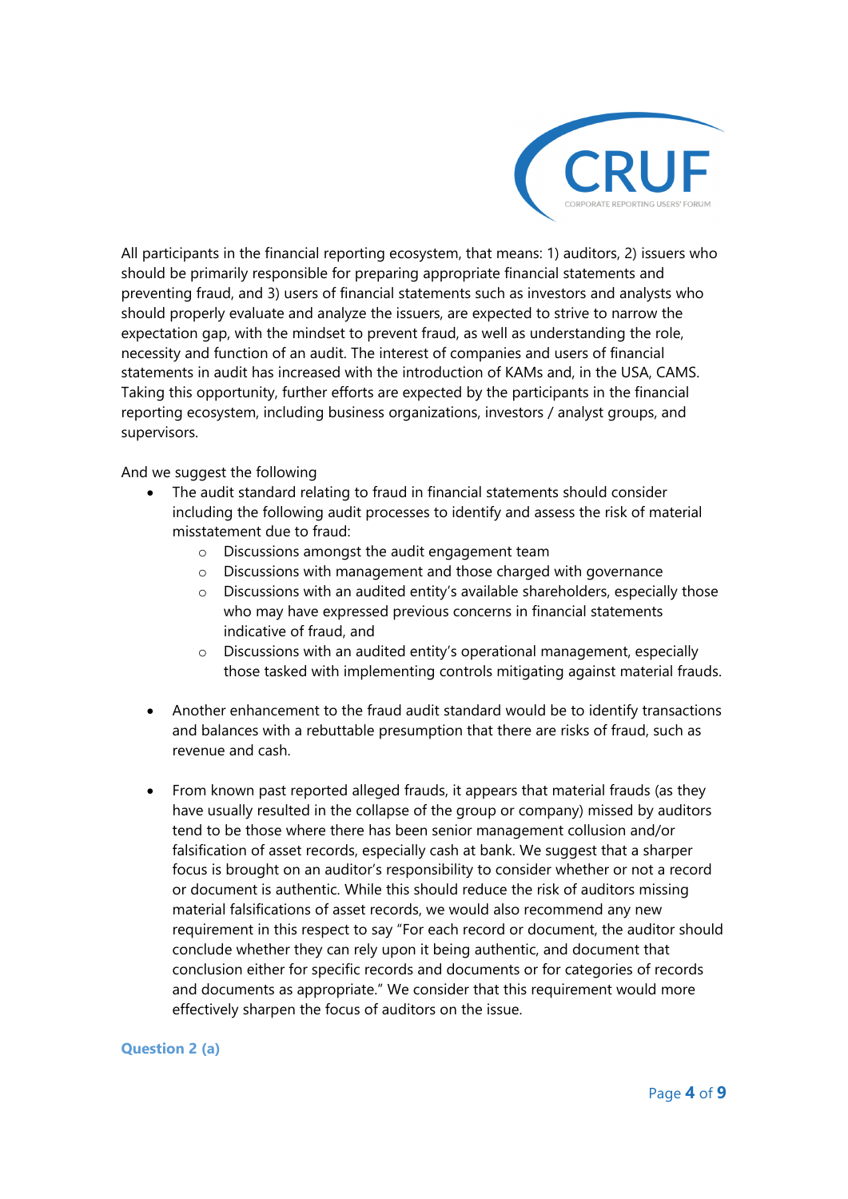All participants in the financial reporting ecosystem, that means: 1) auditors, 2) issuers who should be primarily responsible for preparing appropriate financial statements and preventing fraud, and 3) users of financial statements such as investors and analysts who should properly evaluate and analyze the issuers, are expected to strive to narrow the expectation gap, with the mindset to prevent fraud, as well as understanding the role, necessity and function of an audit. The interest of companies and users of financial statements in audit has increased with the introduction of KAMs and, in the USA, CAMS. Taking this opportunity, further efforts are expected by the participants in the financial reporting ecosystem, including business organizations, investors / analyst groups, and supervisors.

And we suggest the following

- The audit standard relating to fraud in financial statements should consider including the following audit processes to identify and assess the risk of material misstatement due to fraud:
  - Discussions amongst the audit engagement team
  - Discussions with management and those charged with governance
  - Discussions with an audited entity's available shareholders, especially those who may have expressed previous concerns in financial statements indicative of fraud, and
  - Discussions with an audited entity's operational management, especially those tasked with implementing controls mitigating against material frauds.

- Another enhancement to the fraud audit standard would be to identify transactions and balances with a rebuttable presumption that there are risks of fraud, such as revenue and cash.

- From known past reported alleged frauds, it appears that material frauds (as they have usually resulted in the collapse of the group or company) missed by auditors tend to be those where there has been senior management collusion and/or falsification of asset records, especially cash at bank. We suggest that a sharper focus is brought on an auditor's responsibility to consider whether or not a record or document is authentic. While this should reduce the risk of auditors missing material falsifications of asset records, we would also recommend any new requirement in this respect to say "For each record or document, the auditor should conclude whether they can rely upon it being authentic, and document that conclusion either for specific records and documents or for categories of records and documents as appropriate." We consider that this requirement would more effectively sharpen the focus of auditors on the issue.

### Question 2 (a)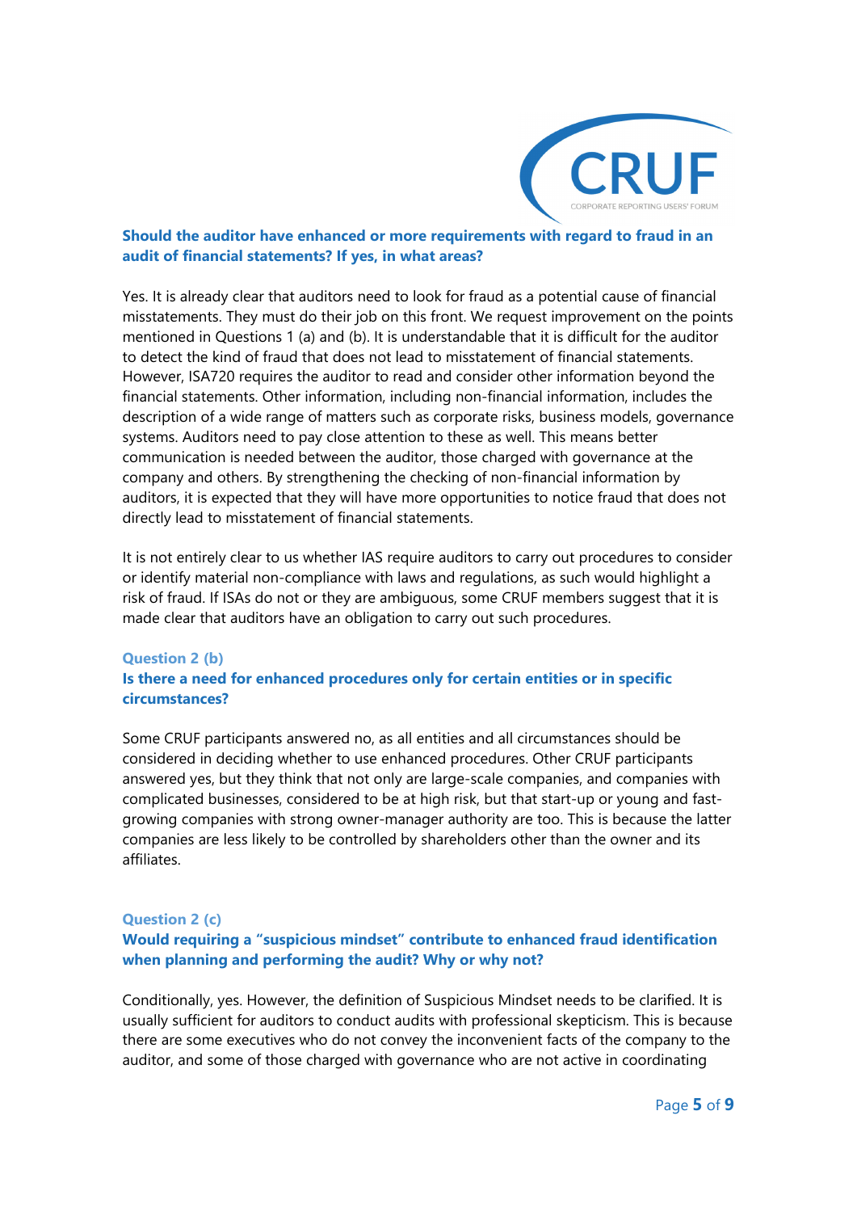**Should the auditor have enhanced or more requirements with regard to fraud in an audit of financial statements? If yes, in what areas?**

Yes. It is already clear that auditors need to look for fraud as a potential cause of financial misstatements. They must do their job on this front. We request improvement on the points mentioned in Questions 1 (a) and (b). It is understandable that it is difficult for the auditor to detect the kind of fraud that does not lead to misstatement of financial statements. However, ISA720 requires the auditor to read and consider other information beyond the financial statements. Other information, including non-financial information, includes the description of a wide range of matters such as corporate risks, business models, governance systems. Auditors need to pay close attention to these as well. This means better communication is needed between the auditor, those charged with governance at the company and others. By strengthening the checking of non-financial information by auditors, it is expected that they will have more opportunities to notice fraud that does not directly lead to misstatement of financial statements.

It is not entirely clear to us whether IAS require auditors to carry out procedures to consider or identify material non-compliance with laws and regulations, as such would highlight a risk of fraud. If ISAs do not or they are ambiguous, some CRUF members suggest that it is made clear that auditors have an obligation to carry out such procedures.

### Question 2 (b)

**Is there a need for enhanced procedures only for certain entities or in specific circumstances?**

Some CRUF participants answered no, as all entities and all circumstances should be considered in deciding whether to use enhanced procedures. Other CRUF participants answered yes, but they think that not only are large-scale companies, and companies with complicated businesses, considered to be at high risk, but that start-up or young and fast-growing companies with strong owner-manager authority are too. This is because the latter companies are less likely to be controlled by shareholders other than the owner and its affiliates.

### Question 2 (c)

**Would requiring a "suspicious mindset" contribute to enhanced fraud identification when planning and performing the audit? Why or why not?**

Conditionally, yes. However, the definition of Suspicious Mindset needs to be clarified. It is usually sufficient for auditors to conduct audits with professional skepticism. This is because there are some executives who do not convey the inconvenient facts of the company to the auditor, and some of those charged with governance who are not active in coordinating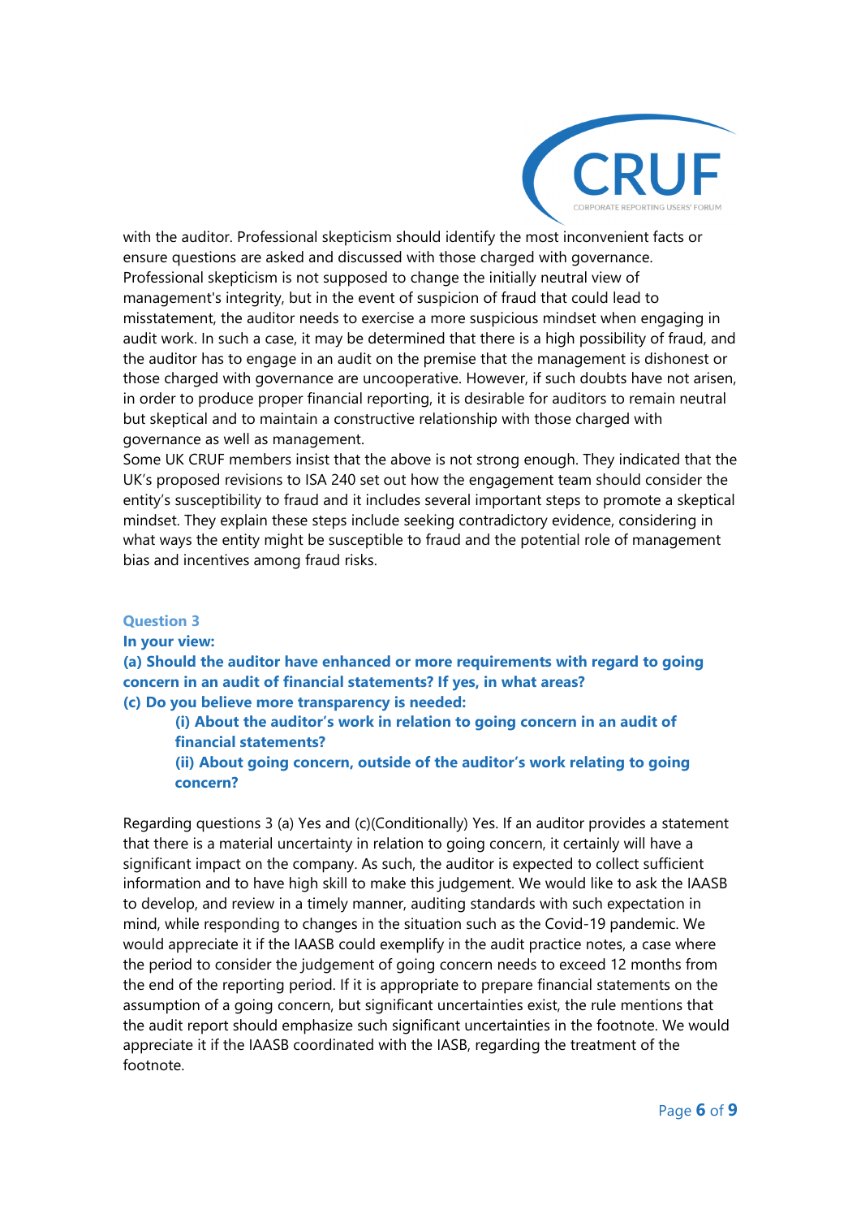with the auditor. Professional skepticism should identify the most inconvenient facts or ensure questions are asked and discussed with those charged with governance. Professional skepticism is not supposed to change the initially neutral view of management's integrity, but in the event of suspicion of fraud that could lead to misstatement, the auditor needs to exercise a more suspicious mindset when engaging in audit work. In such a case, it may be determined that there is a high possibility of fraud, and the auditor has to engage in an audit on the premise that the management is dishonest or those charged with governance are uncooperative. However, if such doubts have not arisen, in order to produce proper financial reporting, it is desirable for auditors to remain neutral but skeptical and to maintain a constructive relationship with those charged with governance as well as management.

Some UK CRUF members insist that the above is not strong enough. They indicated that the UK's proposed revisions to ISA 240 set out how the engagement team should consider the entity's susceptibility to fraud and it includes several important steps to promote a skeptical mindset. They explain these steps include seeking contradictory evidence, considering in what ways the entity might be susceptible to fraud and the potential role of management bias and incentives among fraud risks.

### Question 3

**In your view:**

**(a) Should the auditor have enhanced or more requirements with regard to going concern in an audit of financial statements? If yes, in what areas?**

**(c) Do you believe more transparency is needed:**

> **(i) About the auditor's work in relation to going concern in an audit of financial statements?**
>
> **(ii) About going concern, outside of the auditor's work relating to going concern?**

Regarding questions 3 (a) Yes and (c)(Conditionally) Yes. If an auditor provides a statement that there is a material uncertainty in relation to going concern, it certainly will have a significant impact on the company. As such, the auditor is expected to collect sufficient information and to have high skill to make this judgement. We would like to ask the IAASB to develop, and review in a timely manner, auditing standards with such expectation in mind, while responding to changes in the situation such as the Covid-19 pandemic. We would appreciate it if the IAASB could exemplify in the audit practice notes, a case where the period to consider the judgement of going concern needs to exceed 12 months from the end of the reporting period. If it is appropriate to prepare financial statements on the assumption of a going concern, but significant uncertainties exist, the rule mentions that the audit report should emphasize such significant uncertainties in the footnote. We would appreciate it if the IAASB coordinated with the IASB, regarding the treatment of the footnote.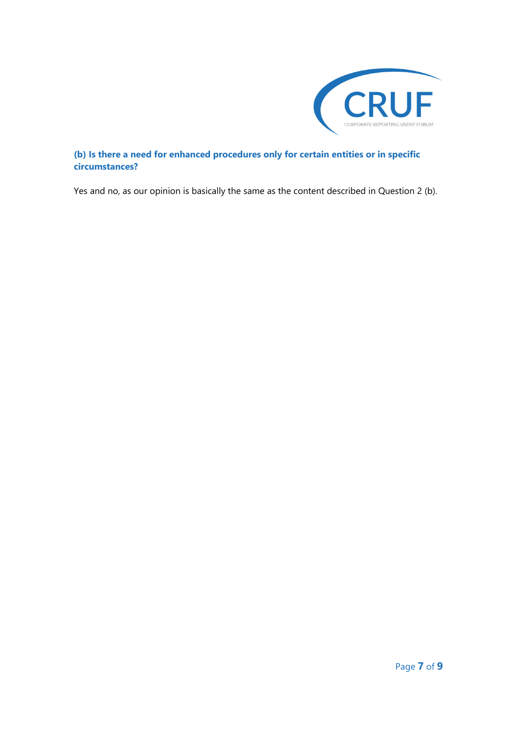**(b) Is there a need for enhanced procedures only for certain entities or in specific circumstances?**

Yes and no, as our opinion is basically the same as the content described in Question 2 (b).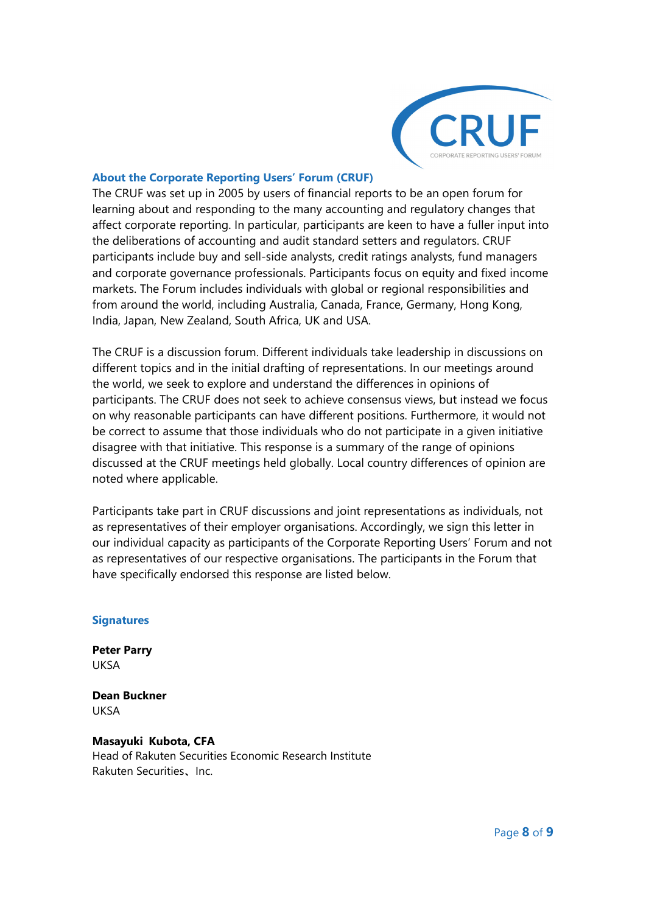## About the Corporate Reporting Users' Forum (CRUF)

The CRUF was set up in 2005 by users of financial reports to be an open forum for learning about and responding to the many accounting and regulatory changes that affect corporate reporting. In particular, participants are keen to have a fuller input into the deliberations of accounting and audit standard setters and regulators. CRUF participants include buy and sell-side analysts, credit ratings analysts, fund managers and corporate governance professionals. Participants focus on equity and fixed income markets. The Forum includes individuals with global or regional responsibilities and from around the world, including Australia, Canada, France, Germany, Hong Kong, India, Japan, New Zealand, South Africa, UK and USA.

The CRUF is a discussion forum. Different individuals take leadership in discussions on different topics and in the initial drafting of representations. In our meetings around the world, we seek to explore and understand the differences in opinions of participants. The CRUF does not seek to achieve consensus views, but instead we focus on why reasonable participants can have different positions. Furthermore, it would not be correct to assume that those individuals who do not participate in a given initiative disagree with that initiative. This response is a summary of the range of opinions discussed at the CRUF meetings held globally. Local country differences of opinion are noted where applicable.

Participants take part in CRUF discussions and joint representations as individuals, not as representatives of their employer organisations. Accordingly, we sign this letter in our individual capacity as participants of the Corporate Reporting Users' Forum and not as representatives of our respective organisations. The participants in the Forum that have specifically endorsed this response are listed below.

## Signatures

**Peter Parry**
UKSA

**Dean Buckner**
UKSA

**Masayuki Kubota, CFA**
Head of Rakuten Securities Economic Research Institute
Rakuten Securities、Inc.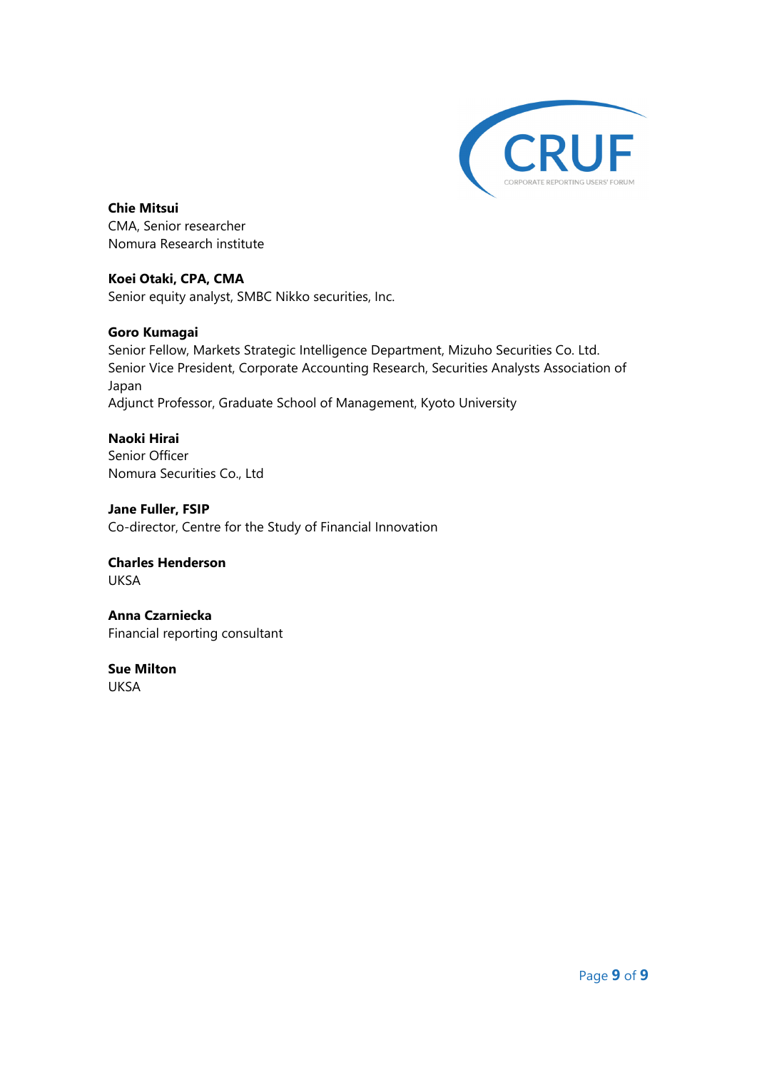**Chie Mitsui**
CMA, Senior researcher
Nomura Research institute

**Koei Otaki, CPA, CMA**
Senior equity analyst, SMBC Nikko securities, Inc.

**Goro Kumagai**
Senior Fellow, Markets Strategic Intelligence Department, Mizuho Securities Co. Ltd.
Senior Vice President, Corporate Accounting Research, Securities Analysts Association of Japan
Adjunct Professor, Graduate School of Management, Kyoto University

**Naoki Hirai**
Senior Officer
Nomura Securities Co., Ltd

**Jane Fuller, FSIP**
Co-director, Centre for the Study of Financial Innovation

**Charles Henderson**
UKSA

**Anna Czarniecka**
Financial reporting consultant

**Sue Milton**
UKSA